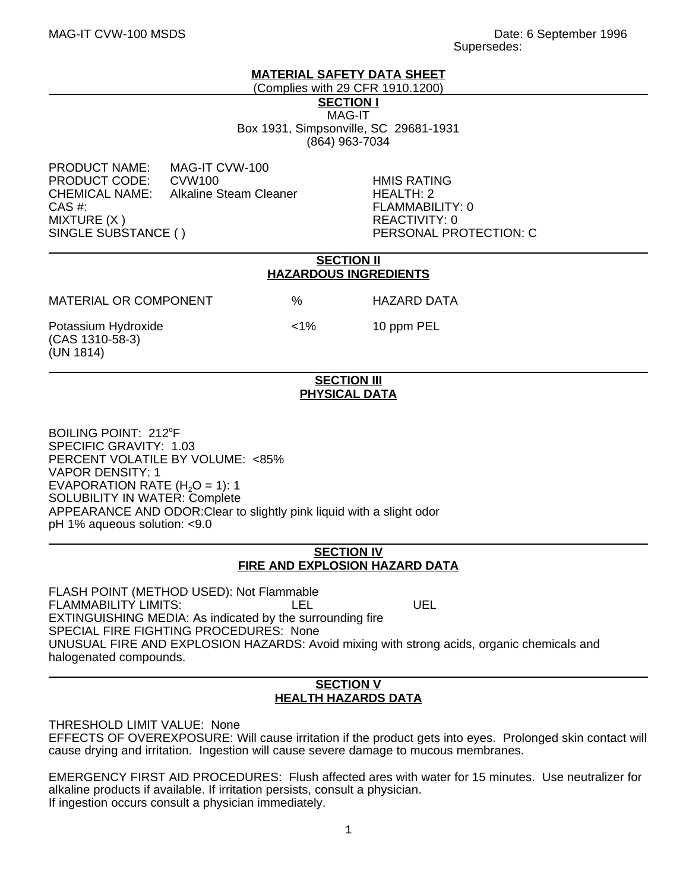MAG-IT CVW-100 MSDS

Date: 6 September 1996
Supersedes:

# MATERIAL SAFETY DATA SHEET

(Complies with 29 CFR 1910.1200)

## SECTION I

MAG-IT
Box 1931, Simpsonville, SC 29681-1931
(864) 963-7034

PRODUCT NAME: MAG-IT CVW-100
PRODUCT CODE: CVW100
CHEMICAL NAME: Alkaline Steam Cleaner
CAS #:
MIXTURE (X )
SINGLE SUBSTANCE ( )

HMIS RATING
HEALTH: 2
FLAMMABILITY: 0
REACTIVITY: 0
PERSONAL PROTECTION: C

## SECTION II
## HAZARDOUS INGREDIENTS

| MATERIAL OR COMPONENT | % | HAZARD DATA |
|---|---|---|
| Potassium Hydroxide (CAS 1310-58-3) (UN 1814) | <1% | 10 ppm PEL |

## SECTION III
## PHYSICAL DATA

BOILING POINT: 212°F
SPECIFIC GRAVITY: 1.03
PERCENT VOLATILE BY VOLUME: <85%
VAPOR DENSITY: 1
EVAPORATION RATE ($H_2O$ = 1): 1
SOLUBILITY IN WATER: Complete
APPEARANCE AND ODOR:Clear to slightly pink liquid with a slight odor
pH 1% aqueous solution: <9.0

## SECTION IV
## FIRE AND EXPLOSION HAZARD DATA

FLASH POINT (METHOD USED): Not Flammable
FLAMMABILITY LIMITS: LEL UEL
EXTINGUISHING MEDIA: As indicated by the surrounding fire
SPECIAL FIRE FIGHTING PROCEDURES: None
UNUSUAL FIRE AND EXPLOSION HAZARDS: Avoid mixing with strong acids, organic chemicals and halogenated compounds.

## SECTION V
## HEALTH HAZARDS DATA

THRESHOLD LIMIT VALUE: None
EFFECTS OF OVEREXPOSURE: Will cause irritation if the product gets into eyes. Prolonged skin contact will cause drying and irritation. Ingestion will cause severe damage to mucous membranes.

EMERGENCY FIRST AID PROCEDURES: Flush affected ares with water for 15 minutes. Use neutralizer for alkaline products if available. If irritation persists, consult a physician.
If ingestion occurs consult a physician immediately.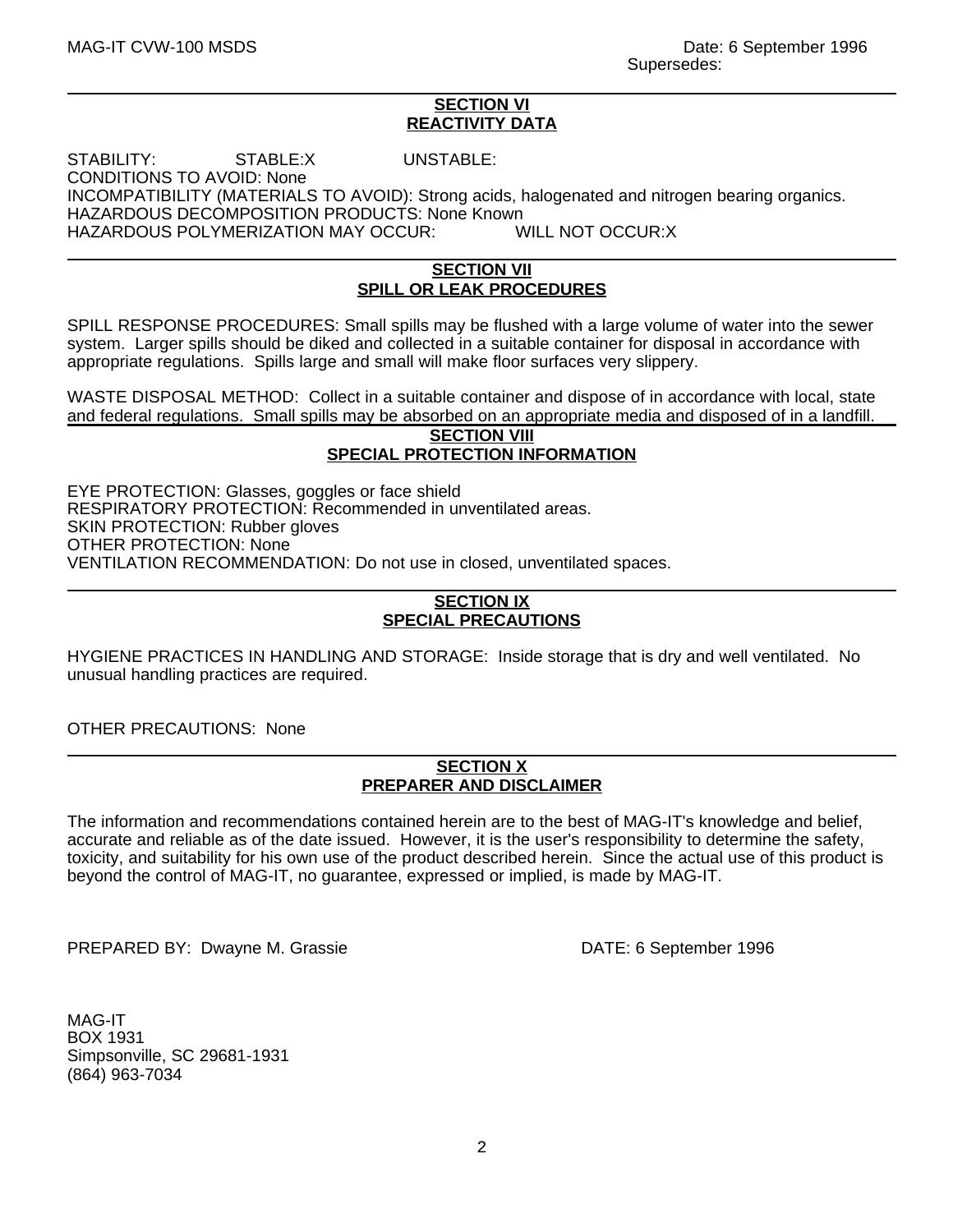## SECTION VI
## REACTIVITY DATA

STABILITY: STABLE:X UNSTABLE:
CONDITIONS TO AVOID: None
INCOMPATIBILITY (MATERIALS TO AVOID): Strong acids, halogenated and nitrogen bearing organics.
HAZARDOUS DECOMPOSITION PRODUCTS: None Known
HAZARDOUS POLYMERIZATION MAY OCCUR: WILL NOT OCCUR:X

## SECTION VII
## SPILL OR LEAK PROCEDURES

SPILL RESPONSE PROCEDURES: Small spills may be flushed with a large volume of water into the sewer system. Larger spills should be diked and collected in a suitable container for disposal in accordance with appropriate regulations. Spills large and small will make floor surfaces very slippery.

WASTE DISPOSAL METHOD: Collect in a suitable container and dispose of in accordance with local, state and federal regulations. Small spills may be absorbed on an appropriate media and disposed of in a landfill.

## SECTION VIII
## SPECIAL PROTECTION INFORMATION

EYE PROTECTION: Glasses, goggles or face shield
RESPIRATORY PROTECTION: Recommended in unventilated areas.
SKIN PROTECTION: Rubber gloves
OTHER PROTECTION: None
VENTILATION RECOMMENDATION: Do not use in closed, unventilated spaces.

## SECTION IX
## SPECIAL PRECAUTIONS

HYGIENE PRACTICES IN HANDLING AND STORAGE: Inside storage that is dry and well ventilated. No unusual handling practices are required.

OTHER PRECAUTIONS: None

## SECTION X
## PREPARER AND DISCLAIMER

The information and recommendations contained herein are to the best of MAG-IT's knowledge and belief, accurate and reliable as of the date issued. However, it is the user's responsibility to determine the safety, toxicity, and suitability for his own use of the product described herein. Since the actual use of this product is beyond the control of MAG-IT, no guarantee, expressed or implied, is made by MAG-IT.

PREPARED BY: Dwayne M. Grassie DATE: 6 September 1996

MAG-IT
BOX 1931
Simpsonville, SC 29681-1931
(864) 963-7034